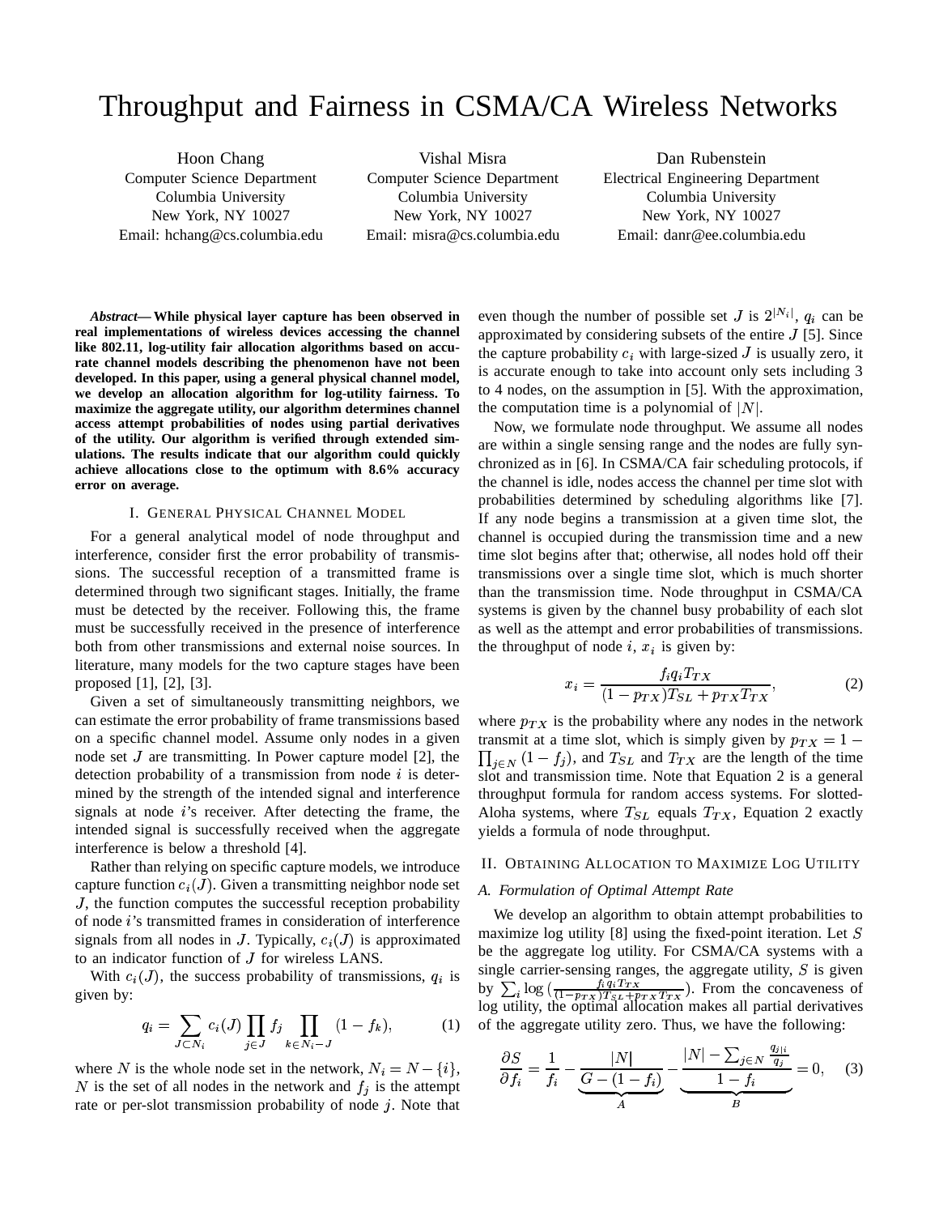# Throughput and Fairness in CSMA/CA Wireless Networks

Hoon Chang
Computer Science Department
Columbia University
New York, NY 10027
Email: hchang@cs.columbia.edu

Vishal Misra
Computer Science Department
Columbia University
New York, NY 10027
Email: misra@cs.columbia.edu

Dan Rubenstein
Electrical Engineering Department
Columbia University
New York, NY 10027
Email: danr@ee.columbia.edu

***Abstract*— While physical layer capture has been observed in real implementations of wireless devices accessing the channel like 802.11, log-utility fair allocation algorithms based on accurate channel models describing the phenomenon have not been developed. In this paper, using a general physical channel model, we develop an allocation algorithm for log-utility fairness. To maximize the aggregate utility, our algorithm determines channel access attempt probabilities of nodes using partial derivatives of the utility. Our algorithm is verified through extended simulations. The results indicate that our algorithm could quickly achieve allocations close to the optimum with 8.6% accuracy error on average.**

## I. General Physical Channel Model

For a general analytical model of node throughput and interference, consider first the error probability of transmissions. The successful reception of a transmitted frame is determined through two significant stages. Initially, the frame must be detected by the receiver. Following this, the frame must be successfully received in the presence of interference both from other transmissions and external noise sources. In literature, many models for the two capture stages have been proposed [1], [2], [3].

Given a set of simultaneously transmitting neighbors, we can estimate the error probability of frame transmissions based on a specific channel model. Assume only nodes in a given node set $J$ are transmitting. In Power capture model [2], the detection probability of a transmission from node $i$ is determined by the strength of the intended signal and interference signals at node $i$'s receiver. After detecting the frame, the intended signal is successfully received when the aggregate interference is below a threshold [4].

Rather than relying on specific capture models, we introduce capture function $c_i(J)$. Given a transmitting neighbor node set $J$, the function computes the successful reception probability of node $i$'s transmitted frames in consideration of interference signals from all nodes in $J$. Typically, $c_i(J)$ is approximated to an indicator function of $J$ for wireless LANS.

With $c_i(J)$, the success probability of transmissions, $q_i$ is given by:

$$q_i = \sum_{J \subset N_i} c_i(J) \prod_{j \in J} f_j \prod_{k \in N_i - J} (1 - f_k), \tag{1}$$

where $N$ is the whole node set in the network, $N_i = N - \{i\}$, $N$ is the set of all nodes in the network and $f_j$ is the attempt rate or per-slot transmission probability of node $j$. Note that even though the number of possible set $J$ is $2^{|N_i|}$, $q_i$ can be approximated by considering subsets of the entire $J$ [5]. Since the capture probability $c_i$ with large-sized $J$ is usually zero, it is accurate enough to take into account only sets including 3 to 4 nodes, on the assumption in [5]. With the approximation, the computation time is a polynomial of $|N|$.

Now, we formulate node throughput. We assume all nodes are within a single sensing range and the nodes are fully synchronized as in [6]. In CSMA/CA fair scheduling protocols, if the channel is idle, nodes access the channel per time slot with probabilities determined by scheduling algorithms like [7]. If any node begins a transmission at a given time slot, the channel is occupied during the transmission time and a new time slot begins after that; otherwise, all nodes hold off their transmissions over a single time slot, which is much shorter than the transmission time. Node throughput in CSMA/CA systems is given by the channel busy probability of each slot as well as the attempt and error probabilities of transmissions. the throughput of node $i$, $x_i$ is given by:

$$x_i = \frac{f_i q_i T_{TX}}{(1 - p_{TX})T_{SL} + p_{TX} T_{TX}}, \tag{2}$$

where $p_{TX}$ is the probability where any nodes in the network transmit at a time slot, which is simply given by $p_{TX} = 1 - \prod_{j \in N} (1 - f_j)$, and $T_{SL}$ and $T_{TX}$ are the length of the time slot and transmission time. Note that Equation 2 is a general throughput formula for random access systems. For slotted-Aloha systems, where $T_{SL}$ equals $T_{TX}$, Equation 2 exactly yields a formula of node throughput.

## II. Obtaining Allocation to Maximize Log Utility

### *A. Formulation of Optimal Attempt Rate*

We develop an algorithm to obtain attempt probabilities to maximize log utility [8] using the fixed-point iteration. Let $S$ be the aggregate log utility. For CSMA/CA systems with a single carrier-sensing ranges, the aggregate utility, $S$ is given by $\sum_i \log\left(\frac{f_i q_i T_{TX}}{(1-p_{TX})T_{SL} + p_{TX} T_{TX}}\right)$. From the concaveness of log utility, the optimal allocation makes all partial derivatives of the aggregate utility zero. Thus, we have the following:

$$\frac{\partial S}{\partial f_i} = \frac{1}{f_i} - \underbrace{\frac{|N|}{G - (1 - f_i)}}_{A} - \underbrace{\frac{|N| - \sum_{j \in N} \frac{q_{j|i}}{q_j}}{1 - f_i}}_{B} = 0, \tag{3}$$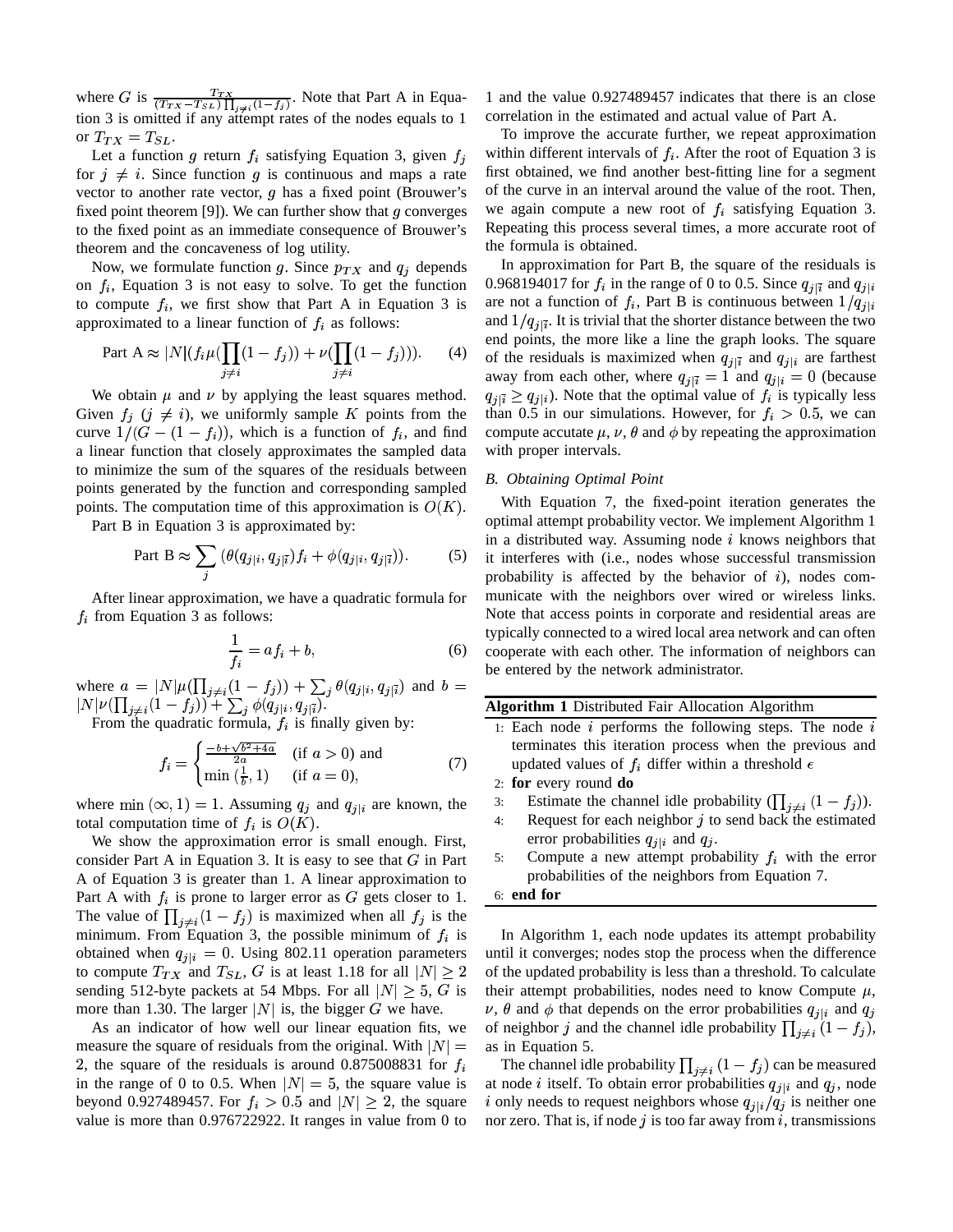where $G$ is $\frac{T_{TX}}{(T_{TX}-T_{SL})\prod_{j\neq i}(1-f_j)}$. Note that Part A in Equation 3 is omitted if any attempt rates of the nodes equals to 1 or $T_{TX} = T_{SL}$.

Let a function $g$ return $f_i$ satisfying Equation 3, given $f_j$ for $j \neq i$. Since function $g$ is continuous and maps a rate vector to another rate vector, $g$ has a fixed point (Brouwer's fixed point theorem [9]). We can further show that $g$ converges to the fixed point as an immediate consequence of Brouwer's theorem and the concaveness of log utility.

Now, we formulate function $g$. Since $p_{TX}$ and $q_j$ depends on $f_i$, Equation 3 is not easy to solve. To get the function to compute $f_i$, we first show that Part A in Equation 3 is approximated to a linear function of $f_i$ as follows:

$$\text{Part A} \approx |N|(f_i\mu(\prod_{j\neq i}(1-f_j)) + \nu(\prod_{j\neq i}(1-f_j))). \quad (4)$$

We obtain $\mu$ and $\nu$ by applying the least squares method. Given $f_j$ ($j \neq i$), we uniformly sample $K$ points from the curve $1/(G-(1-f_i))$, which is a function of $f_i$, and find a linear function that closely approximates the sampled data to minimize the sum of the squares of the residuals between points generated by the function and corresponding sampled points. The computation time of this approximation is $O(K)$.

Part B in Equation 3 is approximated by:

$$\text{Part B} \approx \sum_j (\theta(q_{j|i}, q_{j|\bar{i}})f_i + \phi(q_{j|i}, q_{j|\bar{i}})). \quad (5)$$

After linear approximation, we have a quadratic formula for $f_i$ from Equation 3 as follows:

$$\frac{1}{f_i} = af_i + b, \quad (6)$$

where $a = |N|\mu(\prod_{j\neq i}(1-f_j)) + \sum_j \theta(q_{j|i}, q_{j|\bar{i}})$ and $b = |N|\nu(\prod_{j\neq i}(1-f_j)) + \sum_j \phi(q_{j|i}, q_{j|\bar{i}})$.

From the quadratic formula, $f_i$ is finally given by:

$$f_i = \begin{cases} \frac{-b+\sqrt{b^2+4a}}{2a} & (\text{if } a > 0) \text{ and} \\ \min(\frac{1}{b}, 1) & (\text{if } a = 0), \end{cases} \quad (7)$$

where $\min(\infty, 1) = 1$. Assuming $q_j$ and $q_{j|i}$ are known, the total computation time of $f_i$ is $O(K)$.

We show the approximation error is small enough. First, consider Part A in Equation 3. It is easy to see that $G$ in Part A of Equation 3 is greater than 1. A linear approximation to Part A with $f_i$ is prone to larger error as $G$ gets closer to 1. The value of $\prod_{j\neq i}(1-f_j)$ is maximized when all $f_j$ is the minimum. From Equation 3, the possible minimum of $f_i$ is obtained when $q_{j|i} = 0$. Using 802.11 operation parameters to compute $T_{TX}$ and $T_{SL}$, $G$ is at least 1.18 for all $|N| \geq 2$ sending 512-byte packets at 54 Mbps. For all $|N| \geq 5$, $G$ is more than 1.30. The larger $|N|$ is, the bigger $G$ we have.

As an indicator of how well our linear equation fits, we measure the square of residuals from the original. With $|N| = 2$, the square of the residuals is around 0.875008831 for $f_i$ in the range of 0 to 0.5. When $|N| = 5$, the square value is beyond 0.927489457. For $f_i > 0.5$ and $|N| \geq 2$, the square value is more than 0.976722922. It ranges in value from 0 to 1 and the value 0.927489457 indicates that there is an close correlation in the estimated and actual value of Part A.

To improve the accurate further, we repeat approximation within different intervals of $f_i$. After the root of Equation 3 is first obtained, we find another best-fitting line for a segment of the curve in an interval around the value of the root. Then, we again compute a new root of $f_i$ satisfying Equation 3. Repeating this process several times, a more accurate root of the formula is obtained.

In approximation for Part B, the square of the residuals is 0.968194017 for $f_i$ in the range of 0 to 0.5. Since $q_{j|\bar{i}}$ and $q_{j|i}$ are not a function of $f_i$, Part B is continuous between $1/q_{j|i}$ and $1/q_{j|\bar{i}}$. It is trivial that the shorter distance between the two end points, the more like a line the graph looks. The square of the residuals is maximized when $q_{j|\bar{i}}$ and $q_{j|i}$ are farthest away from each other, where $q_{j|\bar{i}} = 1$ and $q_{j|i} = 0$ (because $q_{j|\bar{i}} \geq q_{j|i}$). Note that the optimal value of $f_i$ is typically less than 0.5 in our simulations. However, for $f_i > 0.5$, we can compute accutate $\mu$, $\nu$, $\theta$ and $\phi$ by repeating the approximation with proper intervals.

### *B. Obtaining Optimal Point*

With Equation 7, the fixed-point iteration generates the optimal attempt probability vector. We implement Algorithm 1 in a distributed way. Assuming node $i$ knows neighbors that it interferes with (i.e., nodes whose successful transmission probability is affected by the behavior of $i$), nodes communicate with the neighbors over wired or wireless links. Note that access points in corporate and residential areas are typically connected to a wired local area network and can often cooperate with each other. The information of neighbors can be entered by the network administrator.

**Algorithm 1** Distributed Fair Allocation Algorithm

```
1: Each node i performs the following steps. The node i
   terminates this iteration process when the previous and
   updated values of f_i differ within a threshold ϵ
2: for every round do
3:    Estimate the channel idle probability (∏_{j≠i} (1 − f_j)).
4:    Request for each neighbor j to send back the estimated
      error probabilities q_{j|i} and q_j.
5:    Compute a new attempt probability f_i with the error
      probabilities of the neighbors from Equation 7.
6: end for
```

In Algorithm 1, each node updates its attempt probability until it converges; nodes stop the process when the difference of the updated probability is less than a threshold. To calculate their attempt probabilities, nodes need to know Compute $\mu$, $\nu$, $\theta$ and $\phi$ that depends on the error probabilities $q_{j|i}$ and $q_j$ of neighbor $j$ and the channel idle probability $\prod_{j\neq i}(1-f_j)$, as in Equation 5.

The channel idle probability $\prod_{j\neq i}(1-f_j)$ can be measured at node $i$ itself. To obtain error probabilities $q_{j|i}$ and $q_j$, node $i$ only needs to request neighbors whose $q_{j|i}/q_j$ is neither one nor zero. That is, if node $j$ is too far away from $i$, transmissions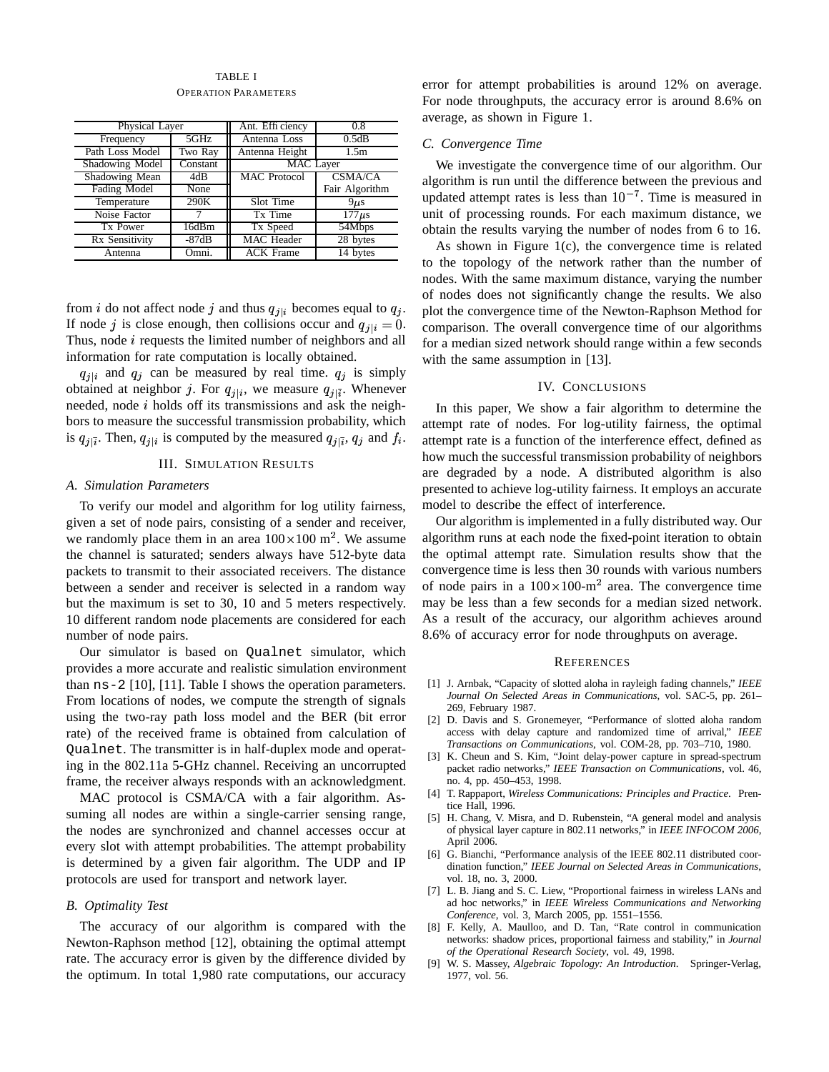TABLE I
OPERATION PARAMETERS

| Physical Layer | | Ant. Efficiency | 0.8 |
|---|---|---|---|
| Frequency | 5GHz | Antenna Loss | 0.5dB |
| Path Loss Model | Two Ray | Antenna Height | 1.5m |
| Shadowing Model | Constant | MAC Layer | |
| Shadowing Mean | 4dB | MAC Protocol | CSMA/CA |
| Fading Model | None | | Fair Algorithm |
| Temperature | 290K | Slot Time | 9$\mu$s |
| Noise Factor | 7 | Tx Time | 177$\mu$s |
| Tx Power | 16dBm | Tx Speed | 54Mbps |
| Rx Sensitivity | -87dB | MAC Header | 28 bytes |
| Antenna | Omni. | ACK Frame | 14 bytes |

from $i$ do not affect node $j$ and thus $q_{j|i}$ becomes equal to $q_j$. If node $j$ is close enough, then collisions occur and $q_{j|i} = 0$. Thus, node $i$ requests the limited number of neighbors and all information for rate computation is locally obtained.

$q_{j|i}$ and $q_j$ can be measured by real time. $q_j$ is simply obtained at neighbor $j$. For $q_{j|i}$, we measure $q_{j|\bar{i}}$. Whenever needed, node $i$ holds off its transmissions and ask the neighbors to measure the successful transmission probability, which is $q_{j|\bar{i}}$. Then, $q_{j|i}$ is computed by the measured $q_{j|\bar{i}}$, $q_j$ and $f_i$.

## III. Simulation Results

### A. Simulation Parameters

To verify our model and algorithm for log utility fairness, given a set of node pairs, consisting of a sender and receiver, we randomly place them in an area $100 \times 100$ m$^2$. We assume the channel is saturated; senders always have 512-byte data packets to transmit to their associated receivers. The distance between a sender and receiver is selected in a random way but the maximum is set to 30, 10 and 5 meters respectively. 10 different random node placements are considered for each number of node pairs.

Our simulator is based on `Qualnet` simulator, which provides a more accurate and realistic simulation environment than `ns-2` [10], [11]. Table I shows the operation parameters. From locations of nodes, we compute the strength of signals using the two-ray path loss model and the BER (bit error rate) of the received frame is obtained from calculation of `Qualnet`. The transmitter is in half-duplex mode and operating in the 802.11a 5-GHz channel. Receiving an uncorrupted frame, the receiver always responds with an acknowledgment.

MAC protocol is CSMA/CA with a fair algorithm. Assuming all nodes are within a single-carrier sensing range, the nodes are synchronized and channel accesses occur at every slot with attempt probabilities. The attempt probability is determined by a given fair algorithm. The UDP and IP protocols are used for transport and network layer.

### B. Optimality Test

The accuracy of our algorithm is compared with the Newton-Raphson method [12], obtaining the optimal attempt rate. The accuracy error is given by the difference divided by the optimum. In total 1,980 rate computations, our accuracy error for attempt probabilities is around 12% on average. For node throughputs, the accuracy error is around 8.6% on average, as shown in Figure 1.

### C. Convergence Time

We investigate the convergence time of our algorithm. Our algorithm is run until the difference between the previous and updated attempt rates is less than $10^{-7}$. Time is measured in unit of processing rounds. For each maximum distance, we obtain the results varying the number of nodes from 6 to 16.

As shown in Figure 1(c), the convergence time is related to the topology of the network rather than the number of nodes. With the same maximum distance, varying the number of nodes does not significantly change the results. We also plot the convergence time of the Newton-Raphson Method for comparison. The overall convergence time of our algorithms for a median sized network should range within a few seconds with the same assumption in [13].

## IV. Conclusions

In this paper, We show a fair algorithm to determine the attempt rate of nodes. For log-utility fairness, the optimal attempt rate is a function of the interference effect, defined as how much the successful transmission probability of neighbors are degraded by a node. A distributed algorithm is also presented to achieve log-utility fairness. It employs an accurate model to describe the effect of interference.

Our algorithm is implemented in a fully distributed way. Our algorithm runs at each node the fixed-point iteration to obtain the optimal attempt rate. Simulation results show that the convergence time is less then 30 rounds with various numbers of node pairs in a $100 \times 100$-m$^2$ area. The convergence time may be less than a few seconds for a median sized network. As a result of the accuracy, our algorithm achieves around 8.6% of accuracy error for node throughputs on average.

## References

[1] J. Arnbak, "Capacity of slotted aloha in rayleigh fading channels," *IEEE Journal On Selected Areas in Communications*, vol. SAC-5, pp. 261–269, February 1987.

[2] D. Davis and S. Gronemeyer, "Performance of slotted aloha random access with delay capture and randomized time of arrival," *IEEE Transactions on Communications*, vol. COM-28, pp. 703–710, 1980.

[3] K. Cheun and S. Kim, "Joint delay-power capture in spread-spectrum packet radio networks," *IEEE Transaction on Communications*, vol. 46, no. 4, pp. 450–453, 1998.

[4] T. Rappaport, *Wireless Communications: Principles and Practice*. Prentice Hall, 1996.

[5] H. Chang, V. Misra, and D. Rubenstein, "A general model and analysis of physical layer capture in 802.11 networks," in *IEEE INFOCOM 2006*, April 2006.

[6] G. Bianchi, "Performance analysis of the IEEE 802.11 distributed coordination function," *IEEE Journal on Selected Areas in Communications*, vol. 18, no. 3, 2000.

[7] L. B. Jiang and S. C. Liew, "Proportional fairness in wireless LANs and ad hoc networks," in *IEEE Wireless Communications and Networking Conference*, vol. 3, March 2005, pp. 1551–1556.

[8] F. Kelly, A. Maulloo, and D. Tan, "Rate control in communication networks: shadow prices, proportional fairness and stability," in *Journal of the Operational Research Society*, vol. 49, 1998.

[9] W. S. Massey, *Algebraic Topology: An Introduction*. Springer-Verlag, 1977, vol. 56.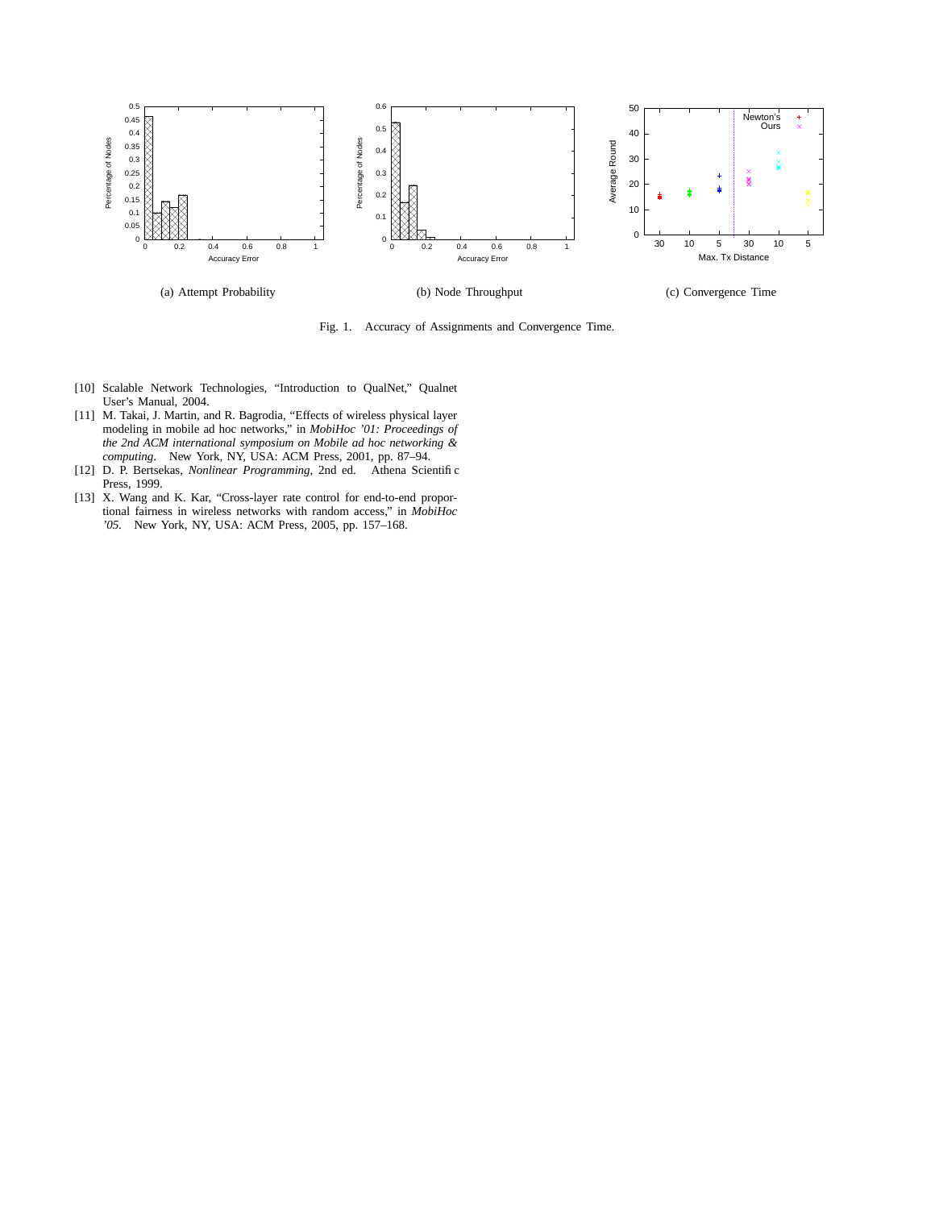0.5
0.45
0.4
0.35
0.3
0.25
0.2
0.15
0.1
0.05
0
Percentage of Nodes
0 0.2 0.4 0.6 0.8 1
Accuracy Error

(a) Attempt Probability

0.6
0.5
0.4
0.3
0.2
0.1
0
Percentage of Nodes
0 0.2 0.4 0.6 0.8 1
Accuracy Error

(b) Node Throughput

50
40
30
20
10
0
Average Round
Newton's +
Ours ×
30 10 5 30 10 5
Max. Tx Distance

(c) Convergence Time

Fig. 1. Accuracy of Assignments and Convergence Time.

[10] Scalable Network Technologies, "Introduction to QualNet," Qualnet User's Manual, 2004.

[11] M. Takai, J. Martin, and R. Bagrodia, "Effects of wireless physical layer modeling in mobile ad hoc networks," in *MobiHoc '01: Proceedings of the 2nd ACM international symposium on Mobile ad hoc networking & computing*. New York, NY, USA: ACM Press, 2001, pp. 87–94.

[12] D. P. Bertsekas, *Nonlinear Programming*, 2nd ed. Athena Scientific Press, 1999.

[13] X. Wang and K. Kar, "Cross-layer rate control for end-to-end proportional fairness in wireless networks with random access," in *MobiHoc '05*. New York, NY, USA: ACM Press, 2005, pp. 157–168.